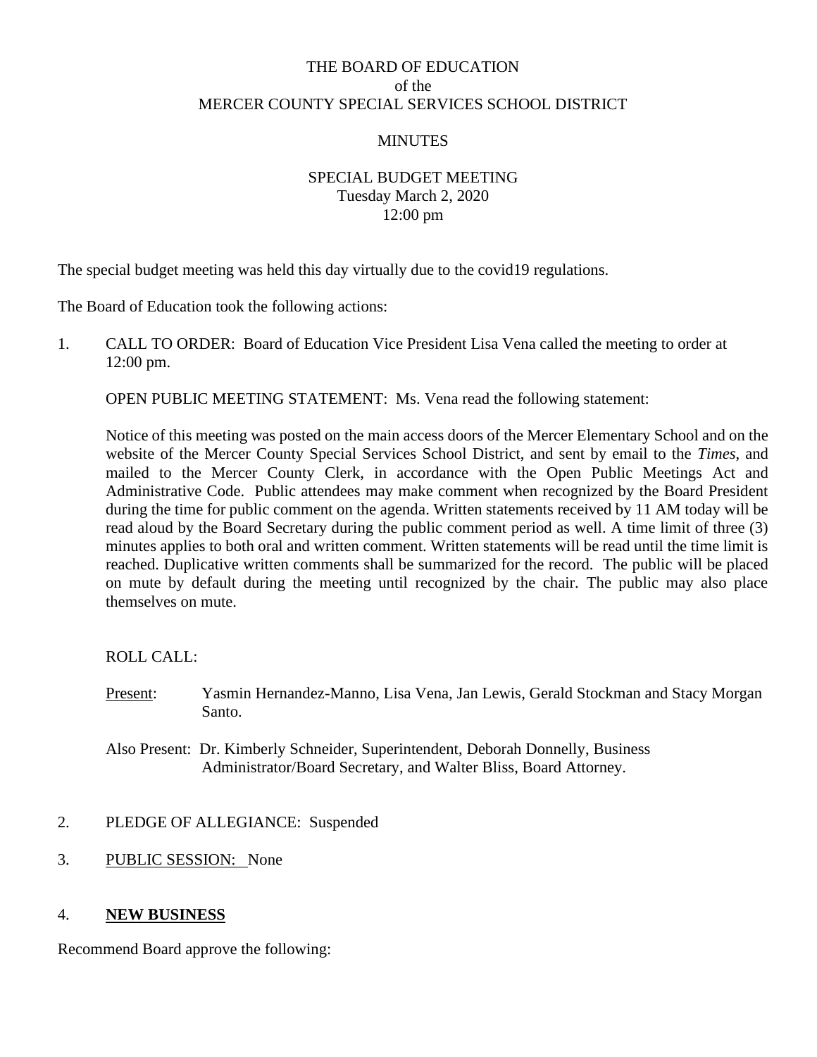THE BOARD OF EDUCATION
of the
MERCER COUNTY SPECIAL SERVICES SCHOOL DISTRICT

MINUTES

SPECIAL BUDGET MEETING
Tuesday March 2, 2020
12:00 pm

The special budget meeting was held this day virtually due to the covid19 regulations.

The Board of Education took the following actions:

1. CALL TO ORDER: Board of Education Vice President Lisa Vena called the meeting to order at 12:00 pm.

   OPEN PUBLIC MEETING STATEMENT: Ms. Vena read the following statement:

   Notice of this meeting was posted on the main access doors of the Mercer Elementary School and on the website of the Mercer County Special Services School District, and sent by email to the *Times*, and mailed to the Mercer County Clerk, in accordance with the Open Public Meetings Act and Administrative Code. Public attendees may make comment when recognized by the Board President during the time for public comment on the agenda. Written statements received by 11 AM today will be read aloud by the Board Secretary during the public comment period as well. A time limit of three (3) minutes applies to both oral and written comment. Written statements will be read until the time limit is reached. Duplicative written comments shall be summarized for the record. The public will be placed on mute by default during the meeting until recognized by the chair. The public may also place themselves on mute.

   ROLL CALL:

   Present: Yasmin Hernandez-Manno, Lisa Vena, Jan Lewis, Gerald Stockman and Stacy Morgan Santo.

   Also Present: Dr. Kimberly Schneider, Superintendent, Deborah Donnelly, Business Administrator/Board Secretary, and Walter Bliss, Board Attorney.

2. PLEDGE OF ALLEGIANCE: Suspended

3. PUBLIC SESSION: None

4. **NEW BUSINESS**

Recommend Board approve the following: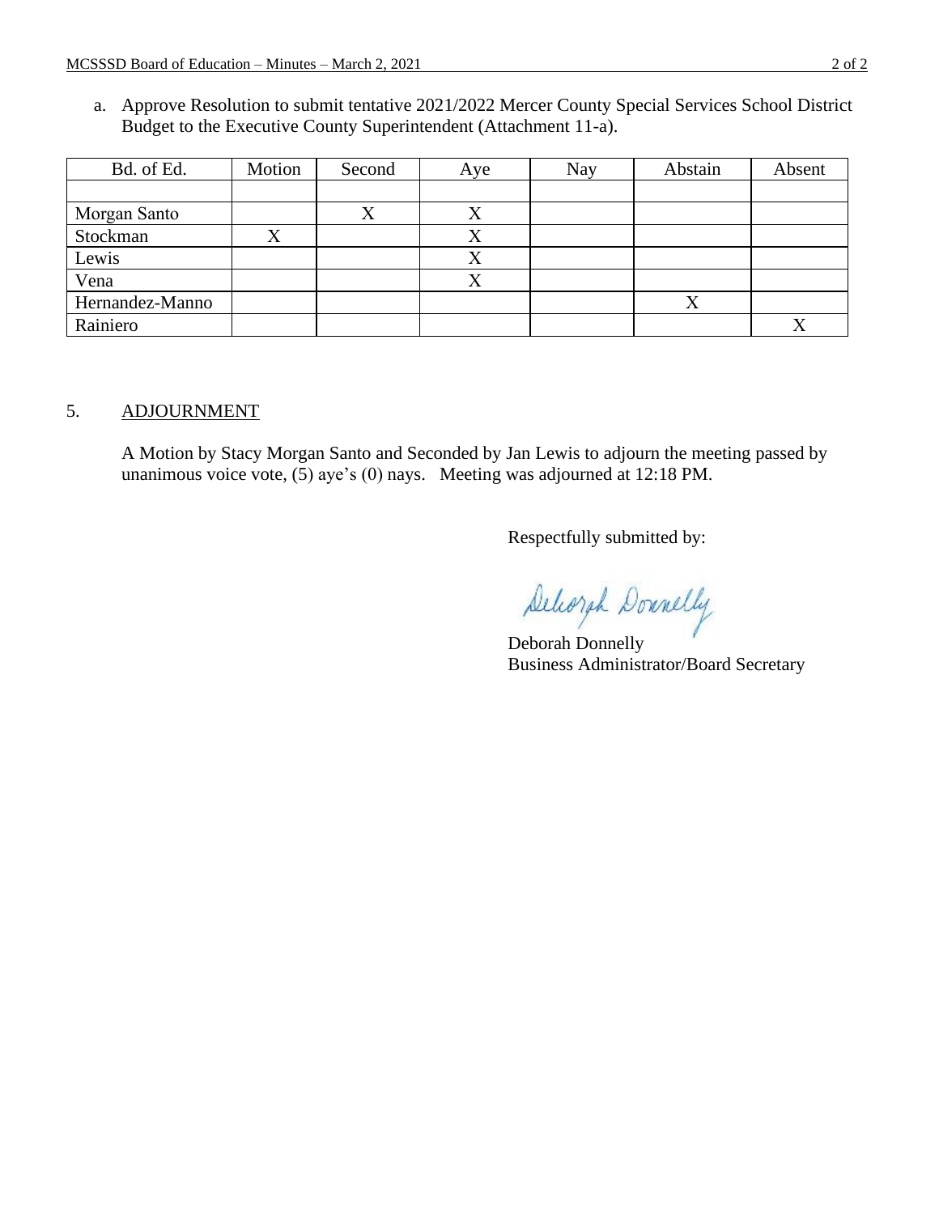a. Approve Resolution to submit tentative 2021/2022 Mercer County Special Services School District Budget to the Executive County Superintendent (Attachment 11-a).

| Bd. of Ed. | Motion | Second | Aye | Nay | Abstain | Absent |
|---|---|---|---|---|---|---|
| | | | | | | |
| Morgan Santo | | X | X | | | |
| Stockman | X | | X | | | |
| Lewis | | | X | | | |
| Vena | | | X | | | |
| Hernandez-Manno | | | | | X | |
| Rainiero | | | | | | X |

5. <u>ADJOURNMENT</u>

A Motion by Stacy Morgan Santo and Seconded by Jan Lewis to adjourn the meeting passed by unanimous voice vote, (5) aye's (0) nays. Meeting was adjourned at 12:18 PM.

Respectfully submitted by:

Deborah Donnelly

Deborah Donnelly
Business Administrator/Board Secretary